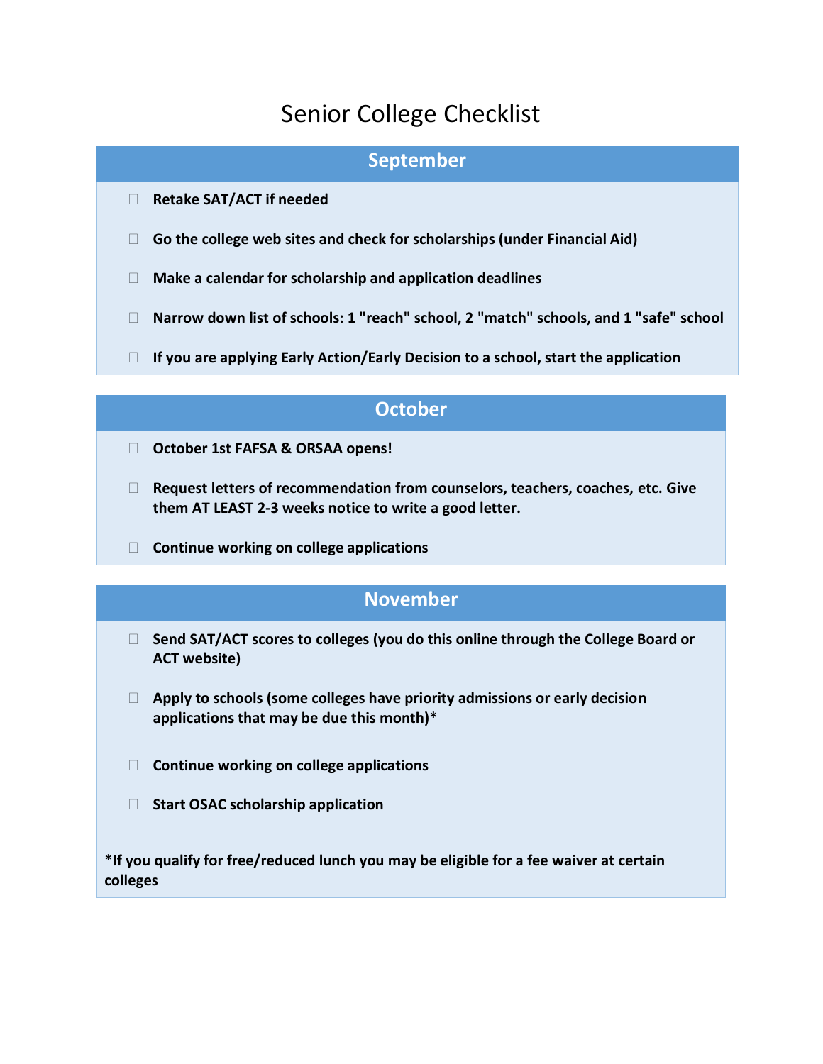# Senior College Checklist

## September

- Retake SAT/ACT if needed
- Go the college web sites and check for scholarships (under Financial Aid)
- Make a calendar for scholarship and application deadlines
- Narrow down list of schools: 1 "reach" school, 2 "match" schools, and 1 "safe" school
- If you are applying Early Action/Early Decision to a school, start the application

## October

- October 1st FAFSA & ORSAA opens!
- Request letters of recommendation from counselors, teachers, coaches, etc. Give them AT LEAST 2-3 weeks notice to write a good letter.
- Continue working on college applications

## November

- Send SAT/ACT scores to colleges (you do this online through the College Board or ACT website)
- Apply to schools (some colleges have priority admissions or early decision applications that may be due this month)*
- Continue working on college applications
- Start OSAC scholarship application

**\*If you qualify for free/reduced lunch you may be eligible for a fee waiver at certain colleges**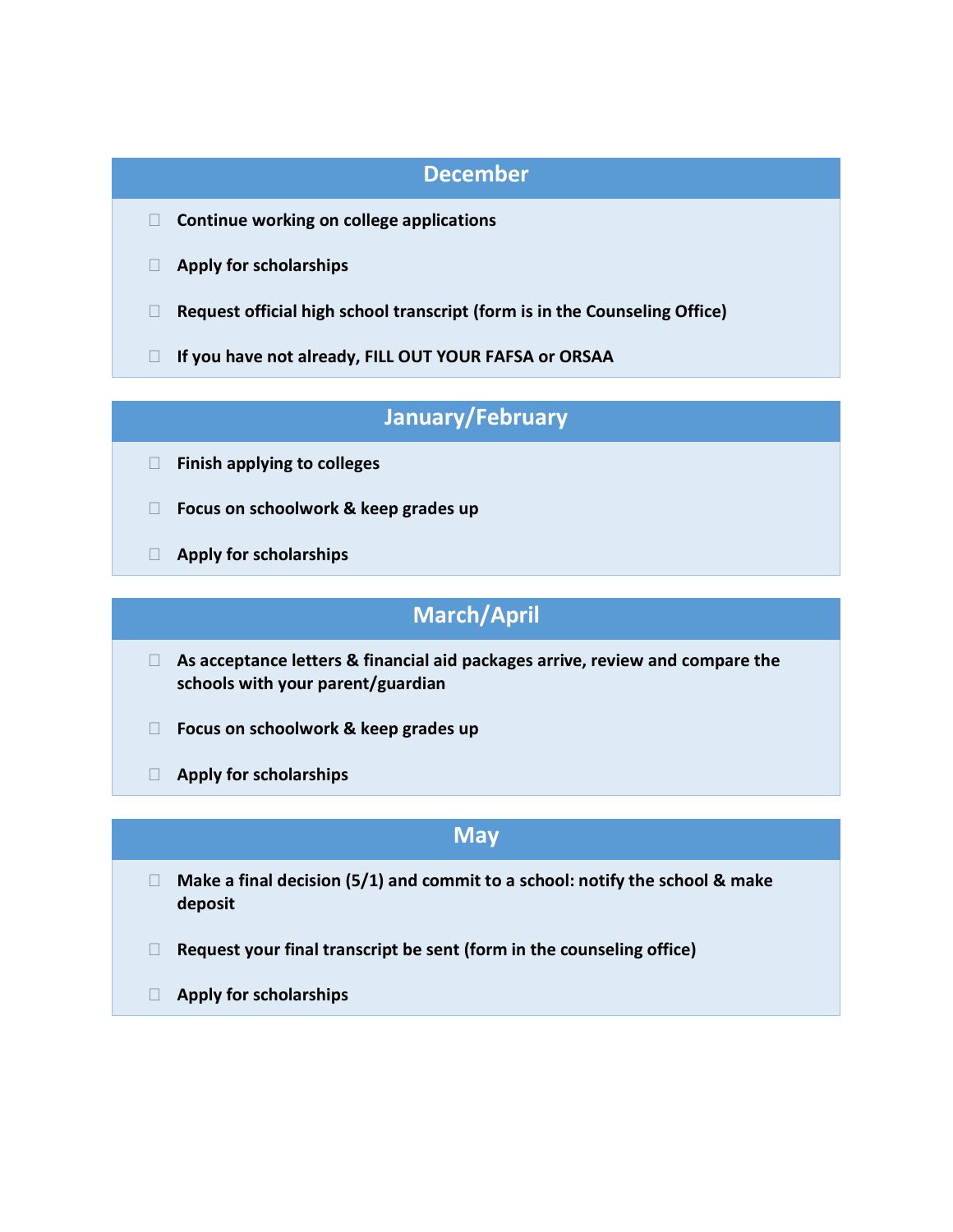## December

- Continue working on college applications
- Apply for scholarships
- Request official high school transcript (form is in the Counseling Office)
- If you have not already, FILL OUT YOUR FAFSA or ORSAA

## January/February

- Finish applying to colleges
- Focus on schoolwork & keep grades up
- Apply for scholarships

## March/April

- As acceptance letters & financial aid packages arrive, review and compare the schools with your parent/guardian
- Focus on schoolwork & keep grades up
- Apply for scholarships

## May

- Make a final decision (5/1) and commit to a school: notify the school & make deposit
- Request your final transcript be sent (form in the counseling office)
- Apply for scholarships